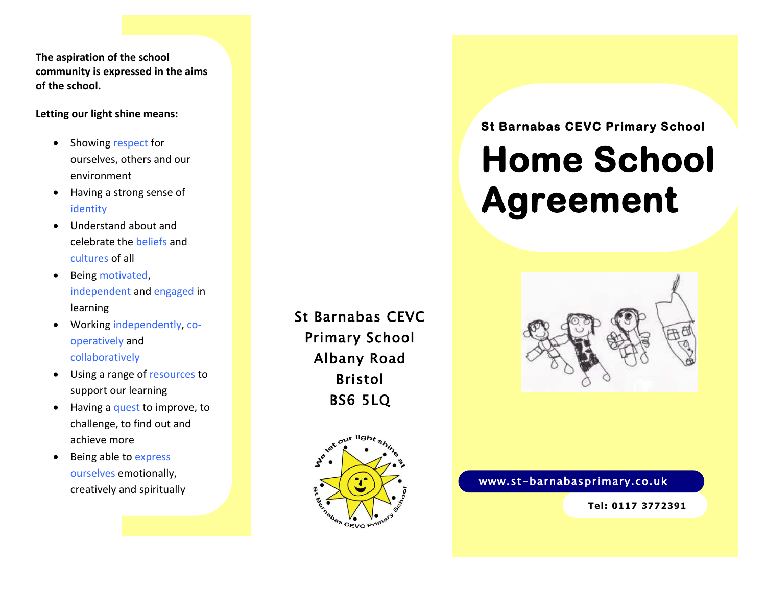**The aspiration of the school community is expressed in the aims of the school.**

**Letting our light shine means:**

- Showing respect for ourselves, others and our environment
- Having a strong sense of identity
- Understand about and celebrate the beliefs and cultures of all
- Being motivated, independent and engaged in learning
- Working independently, co-operatively and collaboratively
- Using a range of resources to support our learning
- Having a quest to improve, to challenge, to find out and achieve more
- Being able to express ourselves emotionally, creatively and spiritually

St Barnabas CEVC
Primary School
Albany Road
Bristol
BS6 5LQ

We let our light shine at St Barnabas CEVC Primary School

St Barnabas CEVC Primary School

# Home School Agreement

www.st-barnabasprimary.co.uk

Tel: 0117 3772391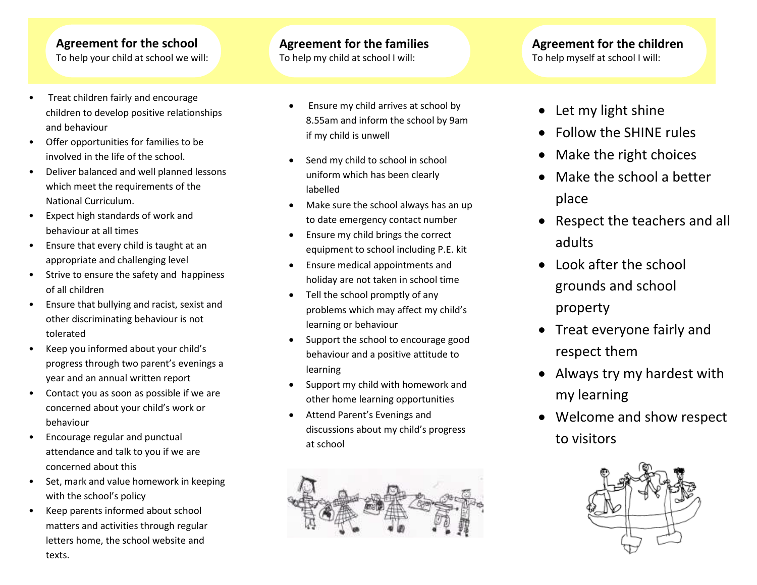## Agreement for the school

To help your child at school we will:

- Treat children fairly and encourage children to develop positive relationships and behaviour
- Offer opportunities for families to be involved in the life of the school.
- Deliver balanced and well planned lessons which meet the requirements of the National Curriculum.
- Expect high standards of work and behaviour at all times
- Ensure that every child is taught at an appropriate and challenging level
- Strive to ensure the safety and happiness of all children
- Ensure that bullying and racist, sexist and other discriminating behaviour is not tolerated
- Keep you informed about your child's progress through two parent's evenings a year and an annual written report
- Contact you as soon as possible if we are concerned about your child's work or behaviour
- Encourage regular and punctual attendance and talk to you if we are concerned about this
- Set, mark and value homework in keeping with the school's policy
- Keep parents informed about school matters and activities through regular letters home, the school website and texts.

## Agreement for the families

To help my child at school I will:

- Ensure my child arrives at school by 8.55am and inform the school by 9am if my child is unwell
- Send my child to school in school uniform which has been clearly labelled
- Make sure the school always has an up to date emergency contact number
- Ensure my child brings the correct equipment to school including P.E. kit
- Ensure medical appointments and holiday are not taken in school time
- Tell the school promptly of any problems which may affect my child's learning or behaviour
- Support the school to encourage good behaviour and a positive attitude to learning
- Support my child with homework and other home learning opportunities
- Attend Parent's Evenings and discussions about my child's progress at school

## Agreement for the children

To help myself at school I will:

- Let my light shine
- Follow the SHINE rules
- Make the right choices
- Make the school a better place
- Respect the teachers and all adults
- Look after the school grounds and school property
- Treat everyone fairly and respect them
- Always try my hardest with my learning
- Welcome and show respect to visitors